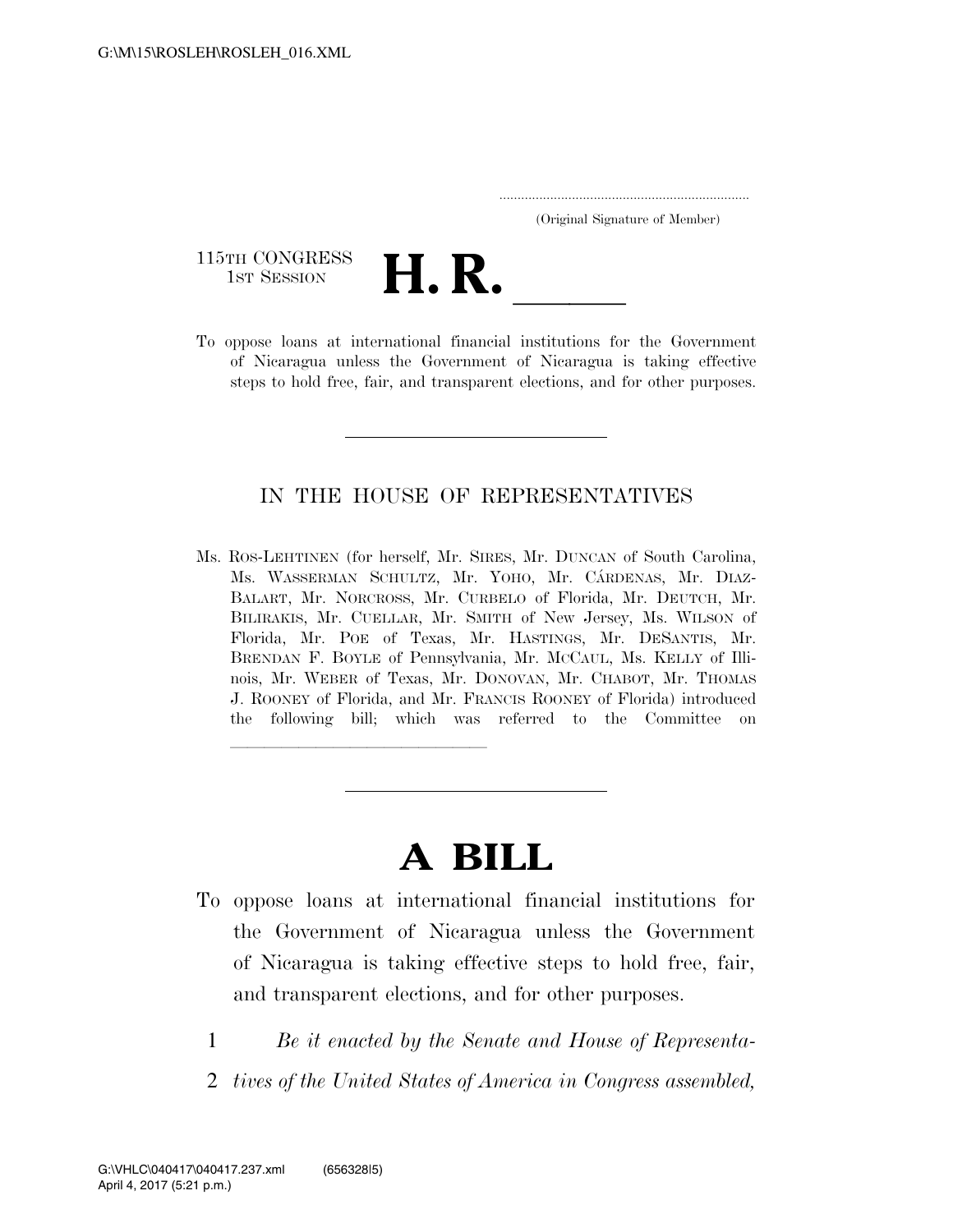(Original Signature of Member)

115TH CONGRESS
1ST SESSION

# H. R. \_\_\_\_\_

To oppose loans at international financial institutions for the Government of Nicaragua unless the Government of Nicaragua is taking effective steps to hold free, fair, and transparent elections, and for other purposes.

---

## IN THE HOUSE OF REPRESENTATIVES

Ms. ROS-LEHTINEN (for herself, Mr. SIRES, Mr. DUNCAN of South Carolina, Ms. WASSERMAN SCHULTZ, Mr. YOHO, Mr. CÁRDENAS, Mr. DIAZ-BALART, Mr. NORCROSS, Mr. CURBELO of Florida, Mr. DEUTCH, Mr. BILIRAKIS, Mr. CUELLAR, Mr. SMITH of New Jersey, Ms. WILSON of Florida, Mr. POE of Texas, Mr. HASTINGS, Mr. DESANTIS, Mr. BRENDAN F. BOYLE of Pennsylvania, Mr. MCCAUL, Ms. KELLY of Illinois, Mr. WEBER of Texas, Mr. DONOVAN, Mr. CHABOT, Mr. THOMAS J. ROONEY of Florida, and Mr. FRANCIS ROONEY of Florida) introduced the following bill; which was referred to the Committee on \_\_\_\_\_\_\_\_\_\_\_\_\_\_\_\_\_\_\_\_

---

# A BILL

To oppose loans at international financial institutions for the Government of Nicaragua unless the Government of Nicaragua is taking effective steps to hold free, fair, and transparent elections, and for other purposes.

1 *Be it enacted by the Senate and House of Representa-*
2 *tives of the United States of America in Congress assembled,*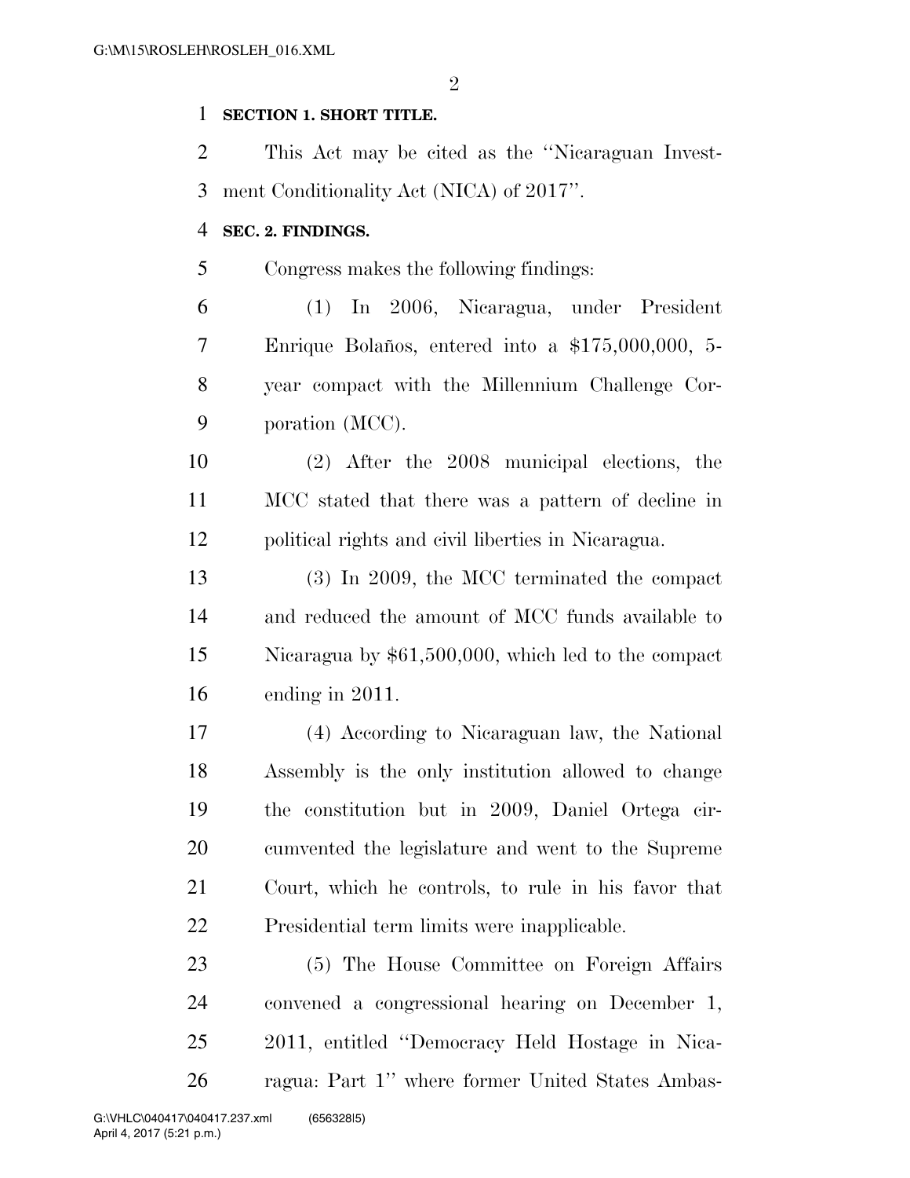**SECTION 1. SHORT TITLE.**

This Act may be cited as the ''Nicaraguan Investment Conditionality Act (NICA) of 2017''.

**SEC. 2. FINDINGS.**

Congress makes the following findings:

(1) In 2006, Nicaragua, under President Enrique Bolaños, entered into a $175,000,000, 5-year compact with the Millennium Challenge Corporation (MCC).

(2) After the 2008 municipal elections, the MCC stated that there was a pattern of decline in political rights and civil liberties in Nicaragua.

(3) In 2009, the MCC terminated the compact and reduced the amount of MCC funds available to Nicaragua by $61,500,000, which led to the compact ending in 2011.

(4) According to Nicaraguan law, the National Assembly is the only institution allowed to change the constitution but in 2009, Daniel Ortega circumvented the legislature and went to the Supreme Court, which he controls, to rule in his favor that Presidential term limits were inapplicable.

(5) The House Committee on Foreign Affairs convened a congressional hearing on December 1, 2011, entitled ''Democracy Held Hostage in Nicaragua: Part 1'' where former United States Ambas-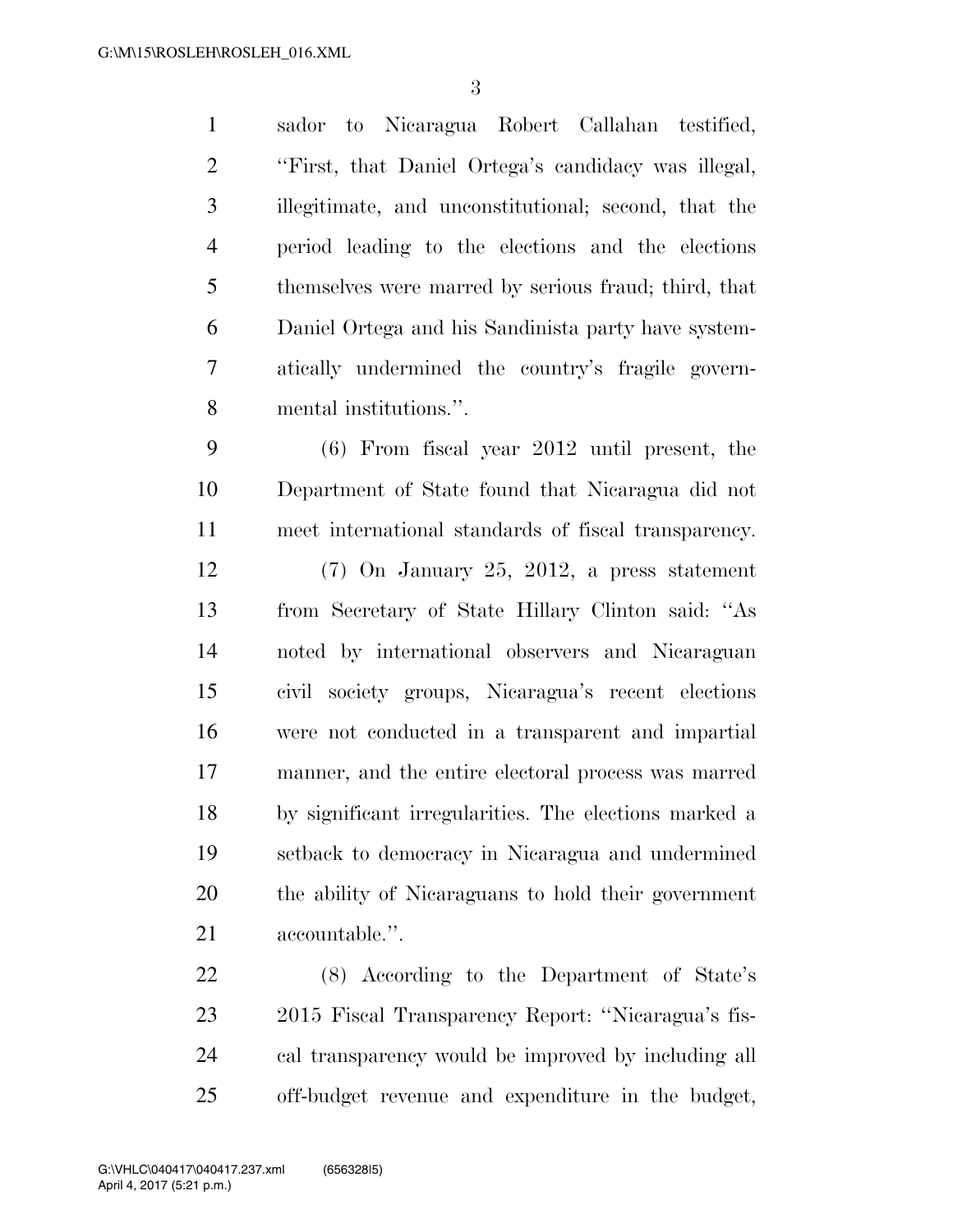sador to Nicaragua Robert Callahan testified, "First, that Daniel Ortega's candidacy was illegal, illegitimate, and unconstitutional; second, that the period leading to the elections and the elections themselves were marred by serious fraud; third, that Daniel Ortega and his Sandinista party have systematically undermined the country's fragile governmental institutions.".

(6) From fiscal year 2012 until present, the Department of State found that Nicaragua did not meet international standards of fiscal transparency.

(7) On January 25, 2012, a press statement from Secretary of State Hillary Clinton said: "As noted by international observers and Nicaraguan civil society groups, Nicaragua's recent elections were not conducted in a transparent and impartial manner, and the entire electoral process was marred by significant irregularities. The elections marked a setback to democracy in Nicaragua and undermined the ability of Nicaraguans to hold their government accountable.".

(8) According to the Department of State's 2015 Fiscal Transparency Report: "Nicaragua's fiscal transparency would be improved by including all off-budget revenue and expenditure in the budget,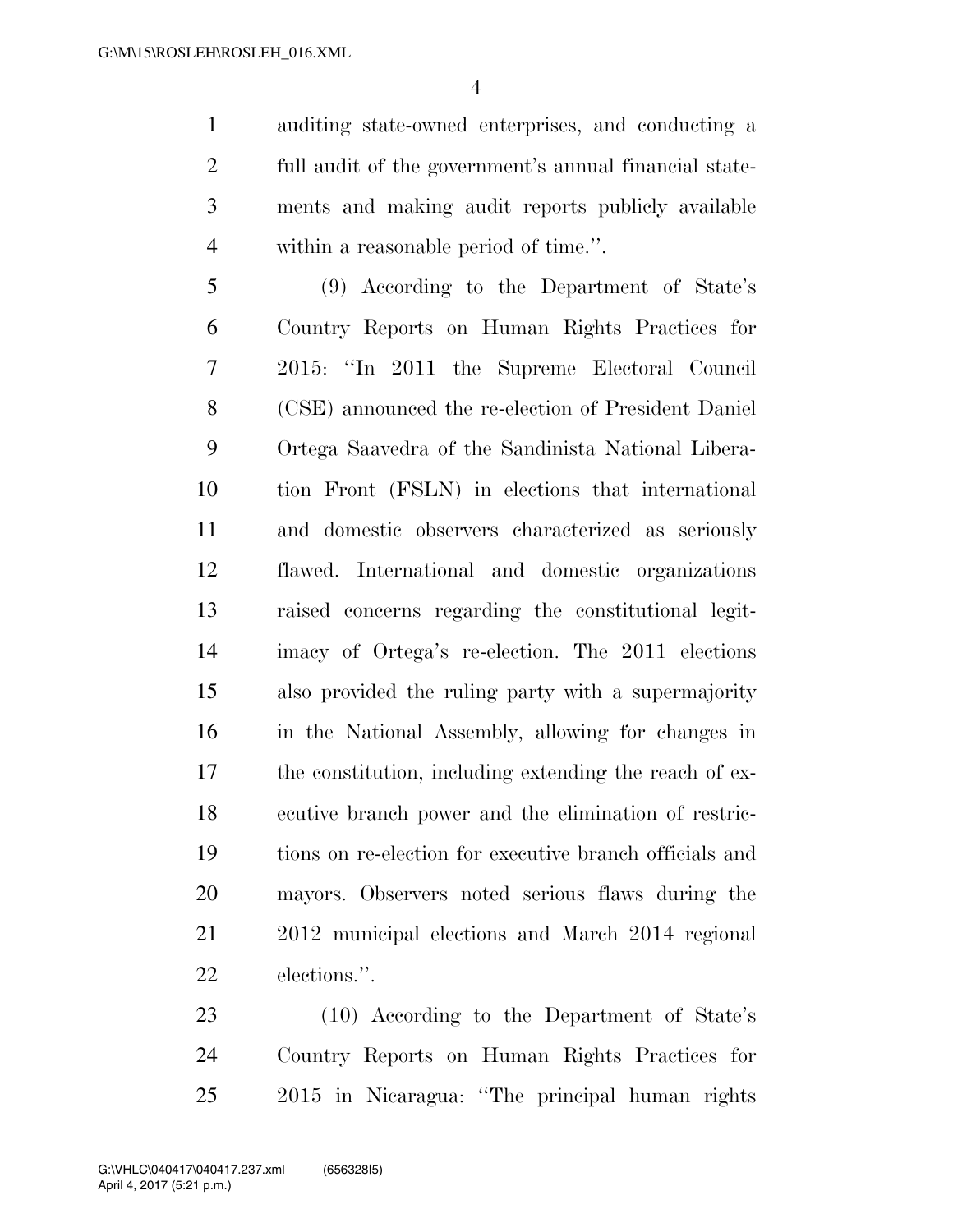auditing state-owned enterprises, and conducting a full audit of the government's annual financial statements and making audit reports publicly available within a reasonable period of time.''.

(9) According to the Department of State's Country Reports on Human Rights Practices for 2015: ''In 2011 the Supreme Electoral Council (CSE) announced the re-election of President Daniel Ortega Saavedra of the Sandinista National Liberation Front (FSLN) in elections that international and domestic observers characterized as seriously flawed. International and domestic organizations raised concerns regarding the constitutional legitimacy of Ortega's re-election. The 2011 elections also provided the ruling party with a supermajority in the National Assembly, allowing for changes in the constitution, including extending the reach of executive branch power and the elimination of restrictions on re-election for executive branch officials and mayors. Observers noted serious flaws during the 2012 municipal elections and March 2014 regional elections.''.

(10) According to the Department of State's Country Reports on Human Rights Practices for 2015 in Nicaragua: ''The principal human rights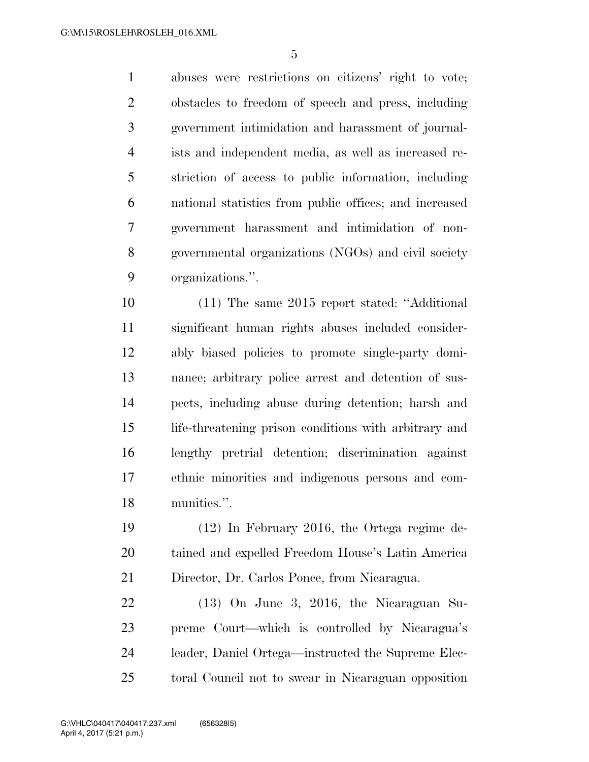abuses were restrictions on citizens' right to vote; obstacles to freedom of speech and press, including government intimidation and harassment of journalists and independent media, as well as increased restriction of access to public information, including national statistics from public offices; and increased government harassment and intimidation of non-governmental organizations (NGOs) and civil society organizations.''.

(11) The same 2015 report stated: ''Additional significant human rights abuses included considerably biased policies to promote single-party dominance; arbitrary police arrest and detention of suspects, including abuse during detention; harsh and life-threatening prison conditions with arbitrary and lengthy pretrial detention; discrimination against ethnic minorities and indigenous persons and communities.''.

(12) In February 2016, the Ortega regime detained and expelled Freedom House's Latin America Director, Dr. Carlos Ponce, from Nicaragua.

(13) On June 3, 2016, the Nicaraguan Supreme Court—which is controlled by Nicaragua's leader, Daniel Ortega—instructed the Supreme Electoral Council not to swear in Nicaraguan opposition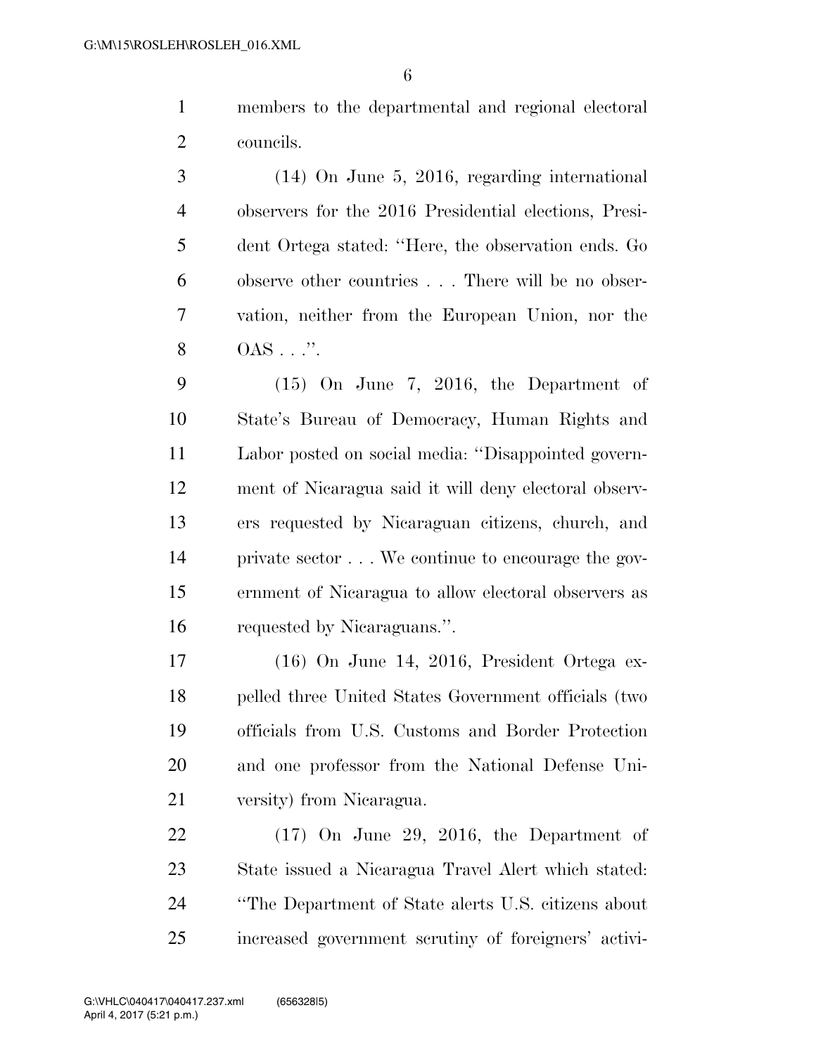members to the departmental and regional electoral councils.

(14) On June 5, 2016, regarding international observers for the 2016 Presidential elections, President Ortega stated: "Here, the observation ends. Go observe other countries . . . There will be no observation, neither from the European Union, nor the OAS . . .".

(15) On June 7, 2016, the Department of State's Bureau of Democracy, Human Rights and Labor posted on social media: "Disappointed government of Nicaragua said it will deny electoral observers requested by Nicaraguan citizens, church, and private sector . . . We continue to encourage the government of Nicaragua to allow electoral observers as requested by Nicaraguans.".

(16) On June 14, 2016, President Ortega expelled three United States Government officials (two officials from U.S. Customs and Border Protection and one professor from the National Defense University) from Nicaragua.

(17) On June 29, 2016, the Department of State issued a Nicaragua Travel Alert which stated: "The Department of State alerts U.S. citizens about increased government scrutiny of foreigners' activi-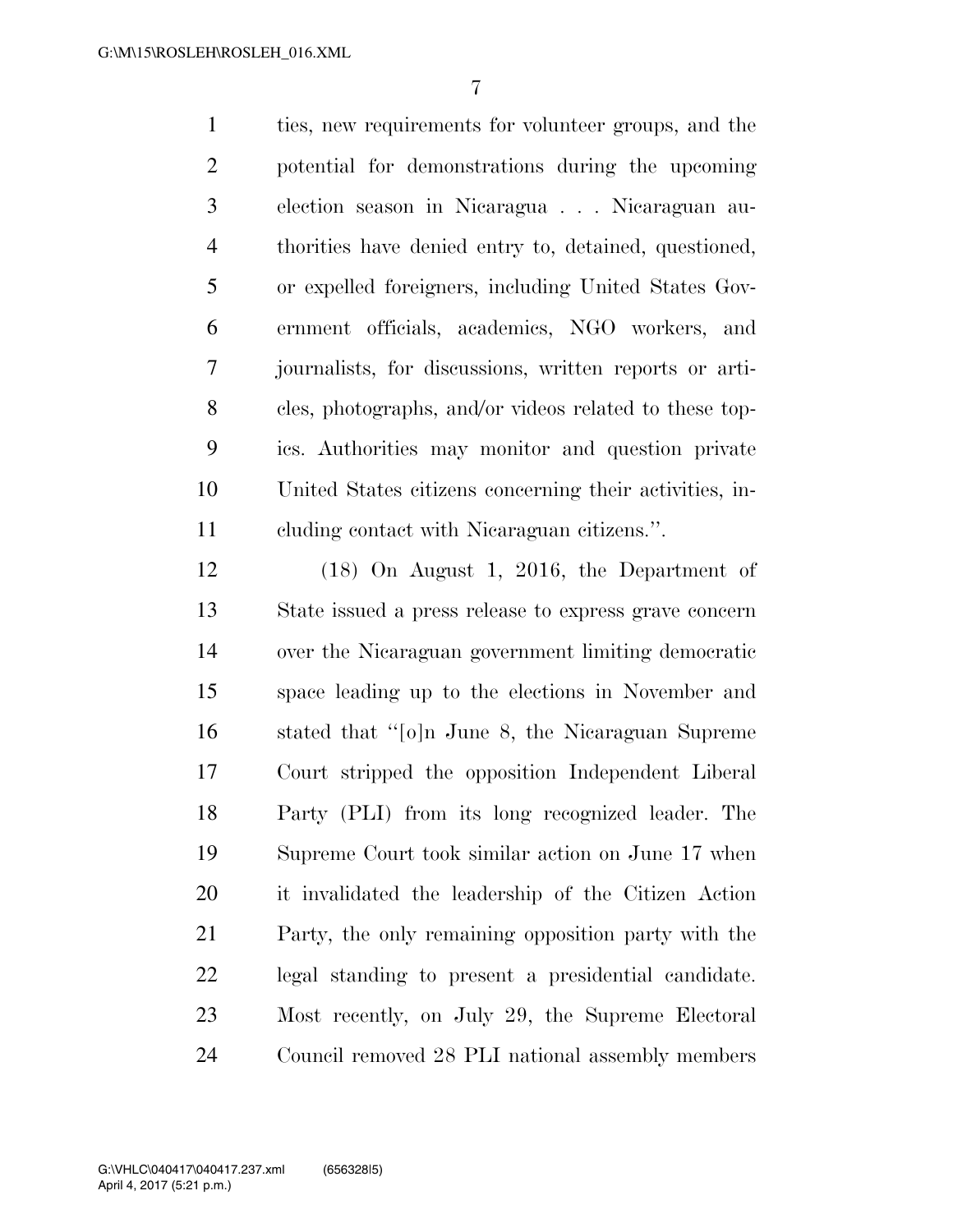ties, new requirements for volunteer groups, and the potential for demonstrations during the upcoming election season in Nicaragua . . . Nicaraguan authorities have denied entry to, detained, questioned, or expelled foreigners, including United States Government officials, academics, NGO workers, and journalists, for discussions, written reports or articles, photographs, and/or videos related to these topics. Authorities may monitor and question private United States citizens concerning their activities, including contact with Nicaraguan citizens.''.

(18) On August 1, 2016, the Department of State issued a press release to express grave concern over the Nicaraguan government limiting democratic space leading up to the elections in November and stated that ''[o]n June 8, the Nicaraguan Supreme Court stripped the opposition Independent Liberal Party (PLI) from its long recognized leader. The Supreme Court took similar action on June 17 when it invalidated the leadership of the Citizen Action Party, the only remaining opposition party with the legal standing to present a presidential candidate. Most recently, on July 29, the Supreme Electoral Council removed 28 PLI national assembly members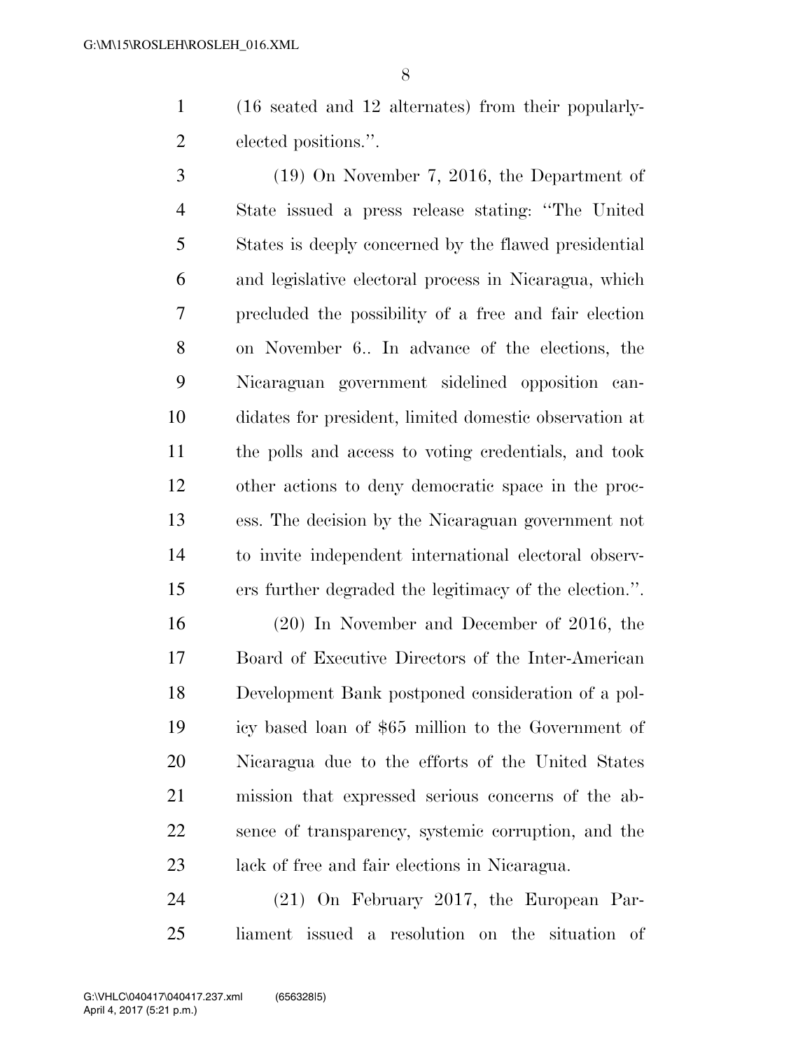(16 seated and 12 alternates) from their popularly-elected positions.''.

(19) On November 7, 2016, the Department of State issued a press release stating: ''The United States is deeply concerned by the flawed presidential and legislative electoral process in Nicaragua, which precluded the possibility of a free and fair election on November 6.. In advance of the elections, the Nicaraguan government sidelined opposition candidates for president, limited domestic observation at the polls and access to voting credentials, and took other actions to deny democratic space in the process. The decision by the Nicaraguan government not to invite independent international electoral observers further degraded the legitimacy of the election.''.

(20) In November and December of 2016, the Board of Executive Directors of the Inter-American Development Bank postponed consideration of a policy based loan of $65 million to the Government of Nicaragua due to the efforts of the United States mission that expressed serious concerns of the absence of transparency, systemic corruption, and the lack of free and fair elections in Nicaragua.

(21) On February 2017, the European Parliament issued a resolution on the situation of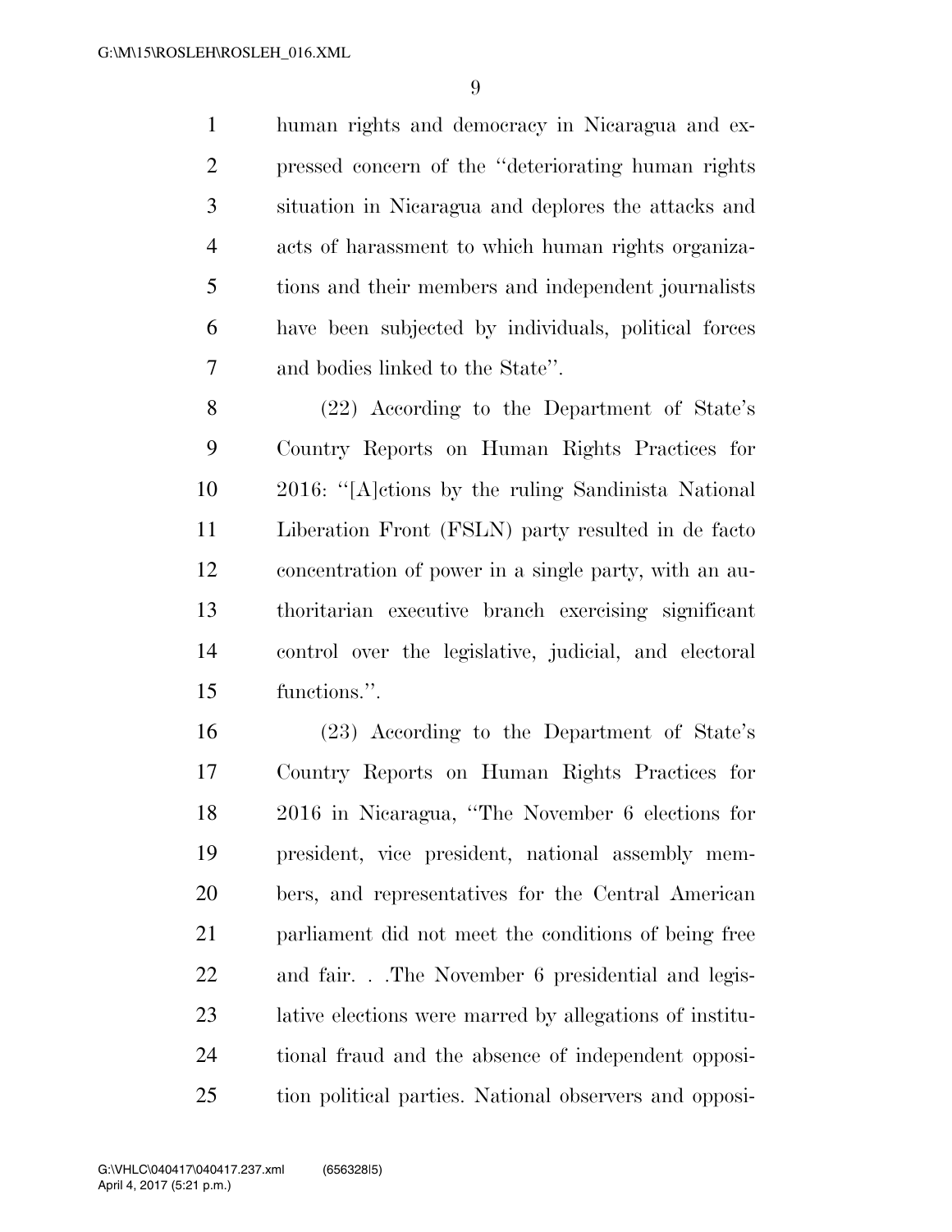human rights and democracy in Nicaragua and expressed concern of the "deteriorating human rights situation in Nicaragua and deplores the attacks and acts of harassment to which human rights organizations and their members and independent journalists have been subjected by individuals, political forces and bodies linked to the State".

(22) According to the Department of State's Country Reports on Human Rights Practices for 2016: "[A]ctions by the ruling Sandinista National Liberation Front (FSLN) party resulted in de facto concentration of power in a single party, with an authoritarian executive branch exercising significant control over the legislative, judicial, and electoral functions.".

(23) According to the Department of State's Country Reports on Human Rights Practices for 2016 in Nicaragua, "The November 6 elections for president, vice president, national assembly members, and representatives for the Central American parliament did not meet the conditions of being free and fair. . .The November 6 presidential and legislative elections were marred by allegations of institutional fraud and the absence of independent opposition political parties. National observers and opposi-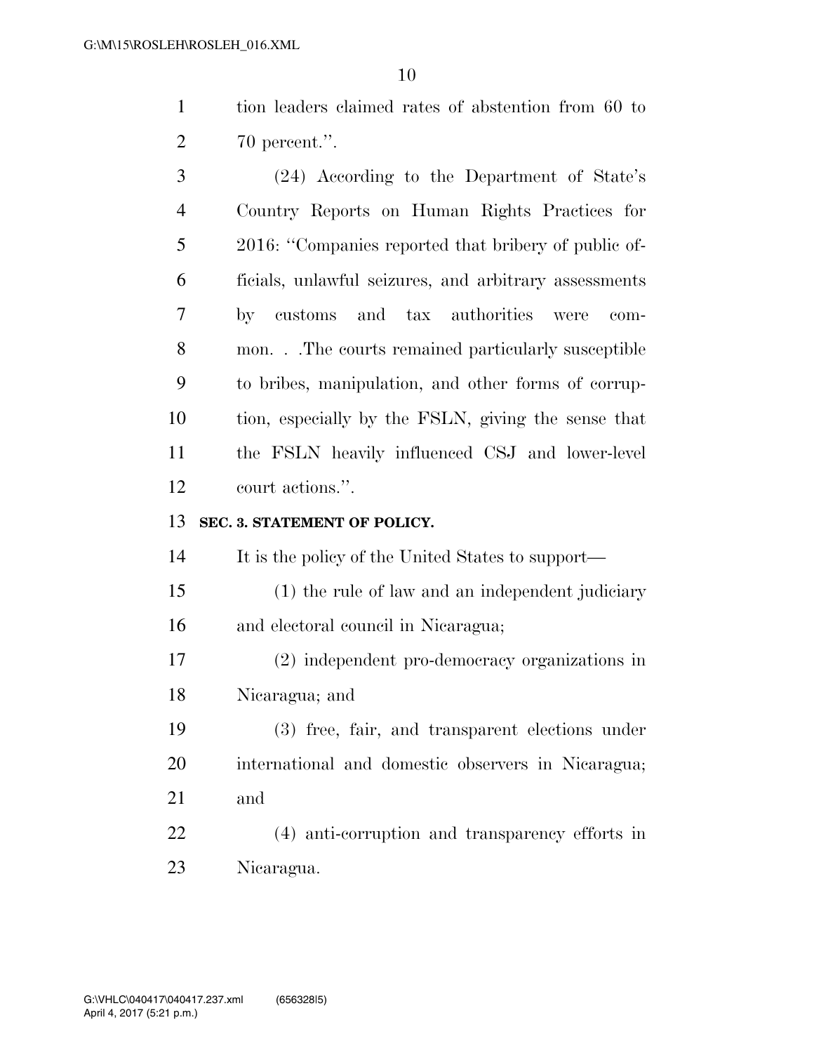tion leaders claimed rates of abstention from 60 to 70 percent.''.

(24) According to the Department of State's Country Reports on Human Rights Practices for 2016: ''Companies reported that bribery of public officials, unlawful seizures, and arbitrary assessments by customs and tax authorities were common. . .The courts remained particularly susceptible to bribes, manipulation, and other forms of corruption, especially by the FSLN, giving the sense that the FSLN heavily influenced CSJ and lower-level court actions.''.

**SEC. 3. STATEMENT OF POLICY.**

It is the policy of the United States to support—

(1) the rule of law and an independent judiciary and electoral council in Nicaragua;

(2) independent pro-democracy organizations in Nicaragua; and

(3) free, fair, and transparent elections under international and domestic observers in Nicaragua; and

(4) anti-corruption and transparency efforts in Nicaragua.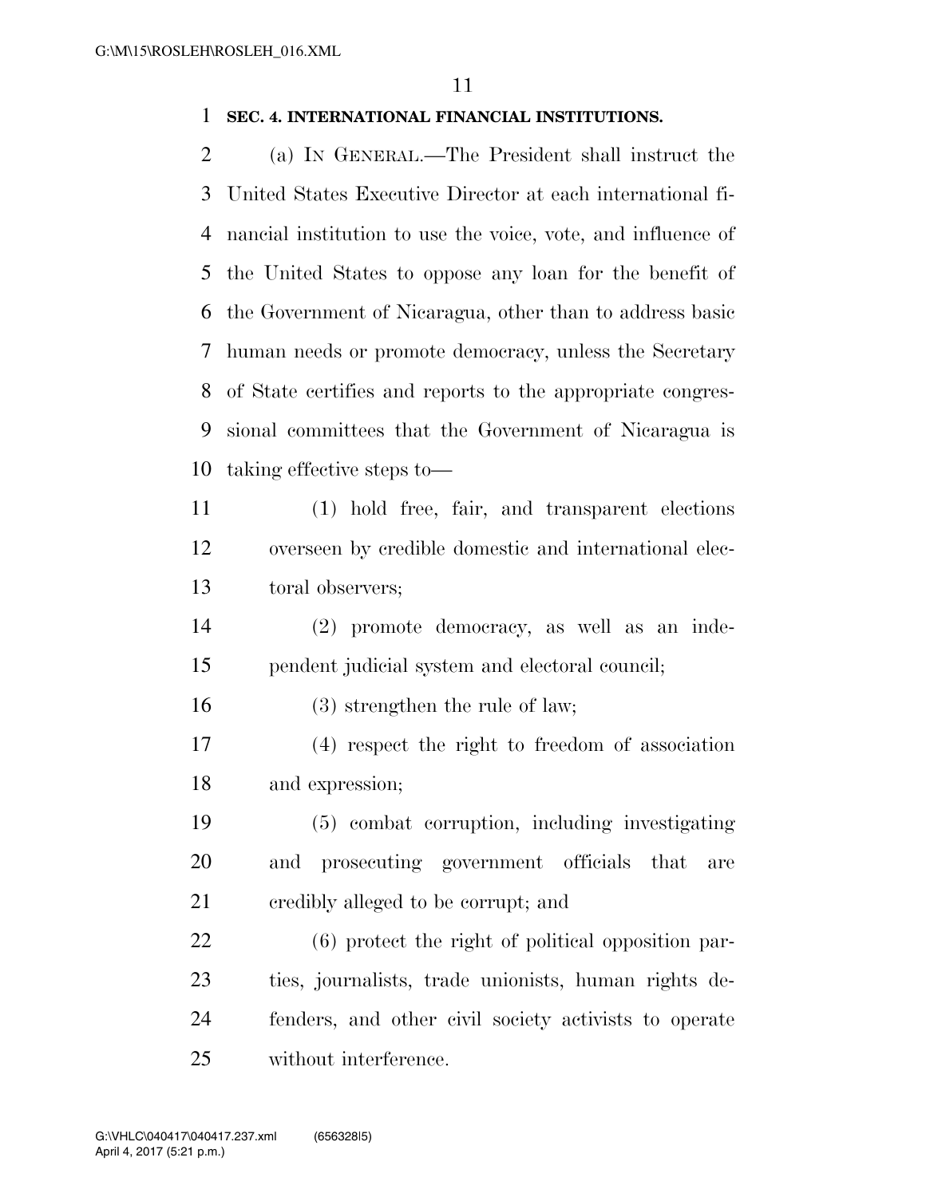**SEC. 4. INTERNATIONAL FINANCIAL INSTITUTIONS.**

(a) IN GENERAL.—The President shall instruct the United States Executive Director at each international financial institution to use the voice, vote, and influence of the United States to oppose any loan for the benefit of the Government of Nicaragua, other than to address basic human needs or promote democracy, unless the Secretary of State certifies and reports to the appropriate congressional committees that the Government of Nicaragua is taking effective steps to—

(1) hold free, fair, and transparent elections overseen by credible domestic and international electoral observers;

(2) promote democracy, as well as an independent judicial system and electoral council;

(3) strengthen the rule of law;

(4) respect the right to freedom of association and expression;

(5) combat corruption, including investigating and prosecuting government officials that are credibly alleged to be corrupt; and

(6) protect the right of political opposition parties, journalists, trade unionists, human rights defenders, and other civil society activists to operate without interference.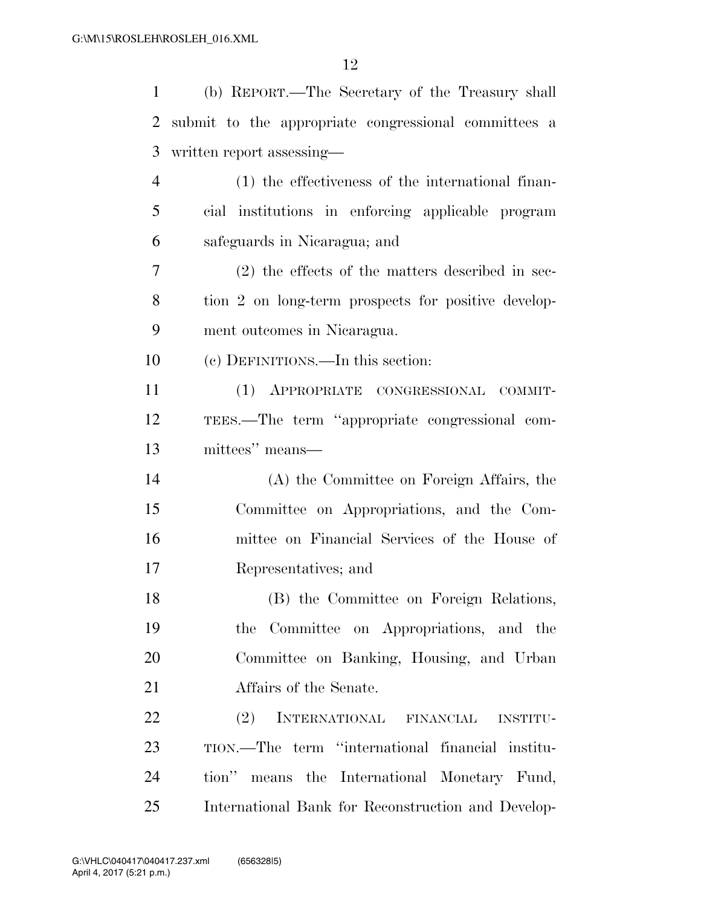(b) REPORT.—The Secretary of the Treasury shall submit to the appropriate congressional committees a written report assessing—

(1) the effectiveness of the international financial institutions in enforcing applicable program safeguards in Nicaragua; and

(2) the effects of the matters described in section 2 on long-term prospects for positive development outcomes in Nicaragua.

(c) DEFINITIONS.—In this section:

(1) APPROPRIATE CONGRESSIONAL COMMITTEES.—The term ''appropriate congressional committees'' means—

(A) the Committee on Foreign Affairs, the Committee on Appropriations, and the Committee on Financial Services of the House of Representatives; and

(B) the Committee on Foreign Relations, the Committee on Appropriations, and the Committee on Banking, Housing, and Urban Affairs of the Senate.

(2) INTERNATIONAL FINANCIAL INSTITUTION.—The term ''international financial institution'' means the International Monetary Fund, International Bank for Reconstruction and Develop-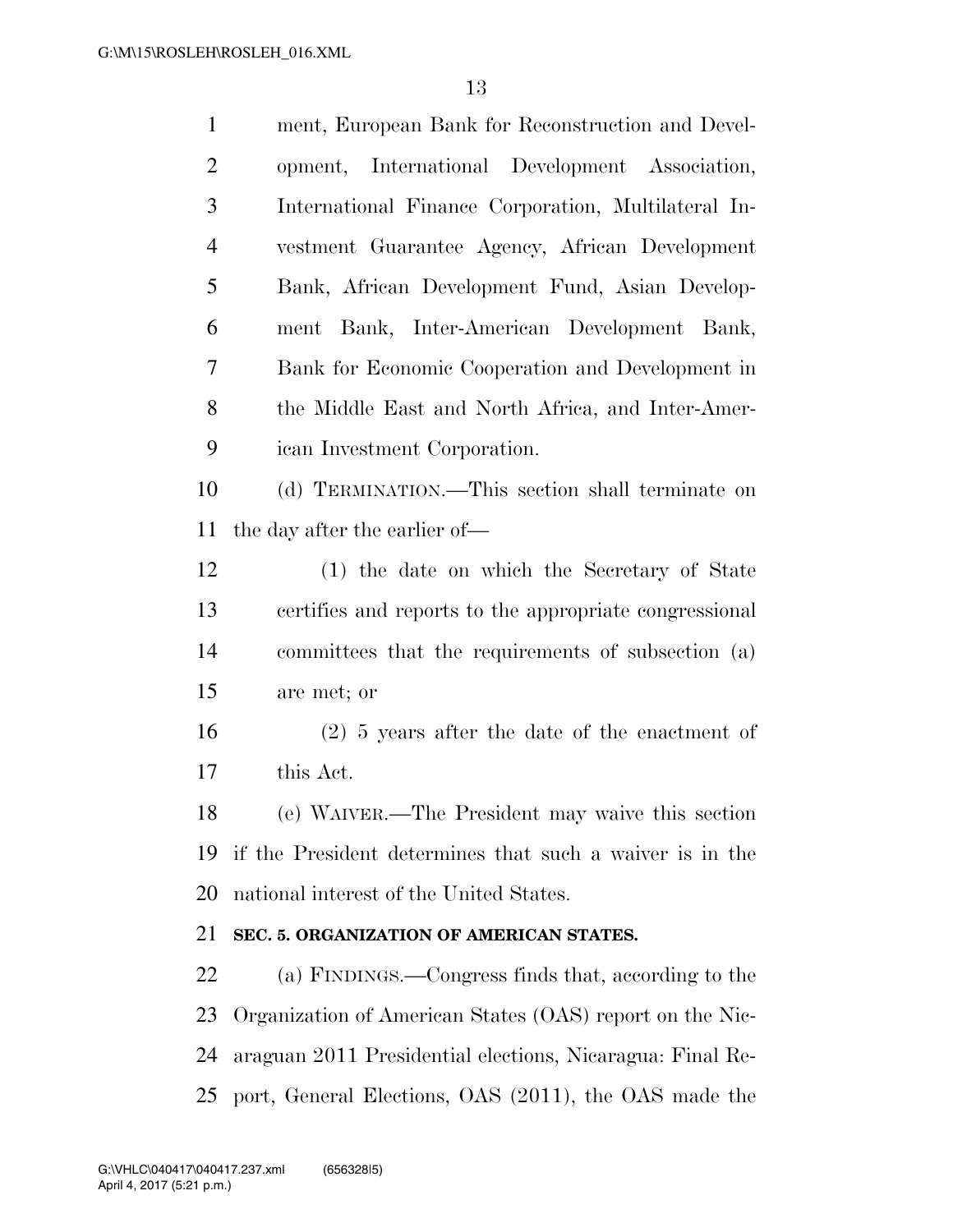ment, European Bank for Reconstruction and Development, International Development Association, International Finance Corporation, Multilateral Investment Guarantee Agency, African Development Bank, African Development Fund, Asian Development Bank, Inter-American Development Bank, Bank for Economic Cooperation and Development in the Middle East and North Africa, and Inter-American Investment Corporation.

(d) TERMINATION.—This section shall terminate on the day after the earlier of—

(1) the date on which the Secretary of State certifies and reports to the appropriate congressional committees that the requirements of subsection (a) are met; or

(2) 5 years after the date of the enactment of this Act.

(e) WAIVER.—The President may waive this section if the President determines that such a waiver is in the national interest of the United States.

**SEC. 5. ORGANIZATION OF AMERICAN STATES.**

(a) FINDINGS.—Congress finds that, according to the Organization of American States (OAS) report on the Nicaraguan 2011 Presidential elections, Nicaragua: Final Report, General Elections, OAS (2011), the OAS made the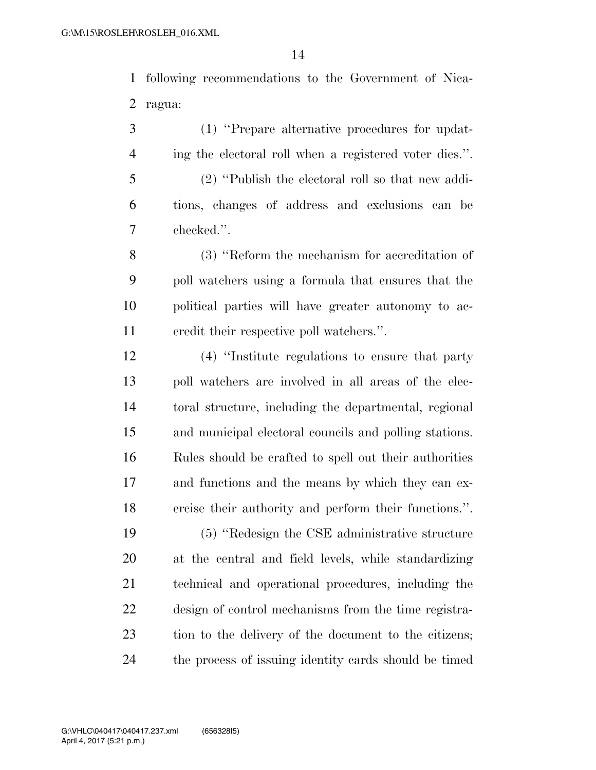following recommendations to the Government of Nicaragua:

(1) "Prepare alternative procedures for updating the electoral roll when a registered voter dies.".

(2) "Publish the electoral roll so that new additions, changes of address and exclusions can be checked.".

(3) "Reform the mechanism for accreditation of poll watchers using a formula that ensures that the political parties will have greater autonomy to accredit their respective poll watchers.".

(4) "Institute regulations to ensure that party poll watchers are involved in all areas of the electoral structure, including the departmental, regional and municipal electoral councils and polling stations. Rules should be crafted to spell out their authorities and functions and the means by which they can exercise their authority and perform their functions.".

(5) "Redesign the CSE administrative structure at the central and field levels, while standardizing technical and operational procedures, including the design of control mechanisms from the time registration to the delivery of the document to the citizens; the process of issuing identity cards should be timed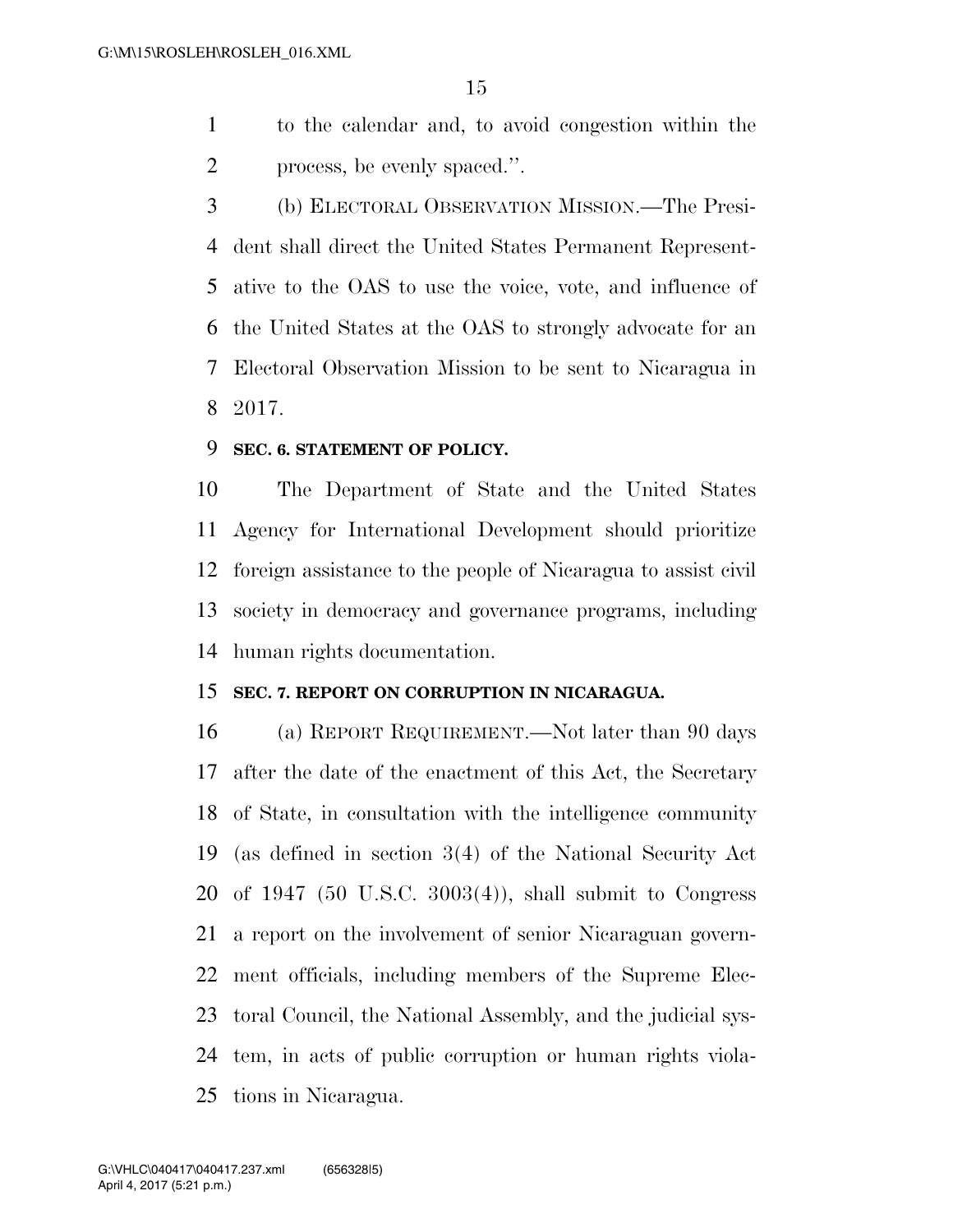to the calendar and, to avoid congestion within the process, be evenly spaced.''.

(b) ELECTORAL OBSERVATION MISSION.—The President shall direct the United States Permanent Representative to the OAS to use the voice, vote, and influence of the United States at the OAS to strongly advocate for an Electoral Observation Mission to be sent to Nicaragua in 2017.

**SEC. 6. STATEMENT OF POLICY.**

The Department of State and the United States Agency for International Development should prioritize foreign assistance to the people of Nicaragua to assist civil society in democracy and governance programs, including human rights documentation.

**SEC. 7. REPORT ON CORRUPTION IN NICARAGUA.**

(a) REPORT REQUIREMENT.—Not later than 90 days after the date of the enactment of this Act, the Secretary of State, in consultation with the intelligence community (as defined in section 3(4) of the National Security Act of 1947 (50 U.S.C. 3003(4)), shall submit to Congress a report on the involvement of senior Nicaraguan government officials, including members of the Supreme Electoral Council, the National Assembly, and the judicial system, in acts of public corruption or human rights violations in Nicaragua.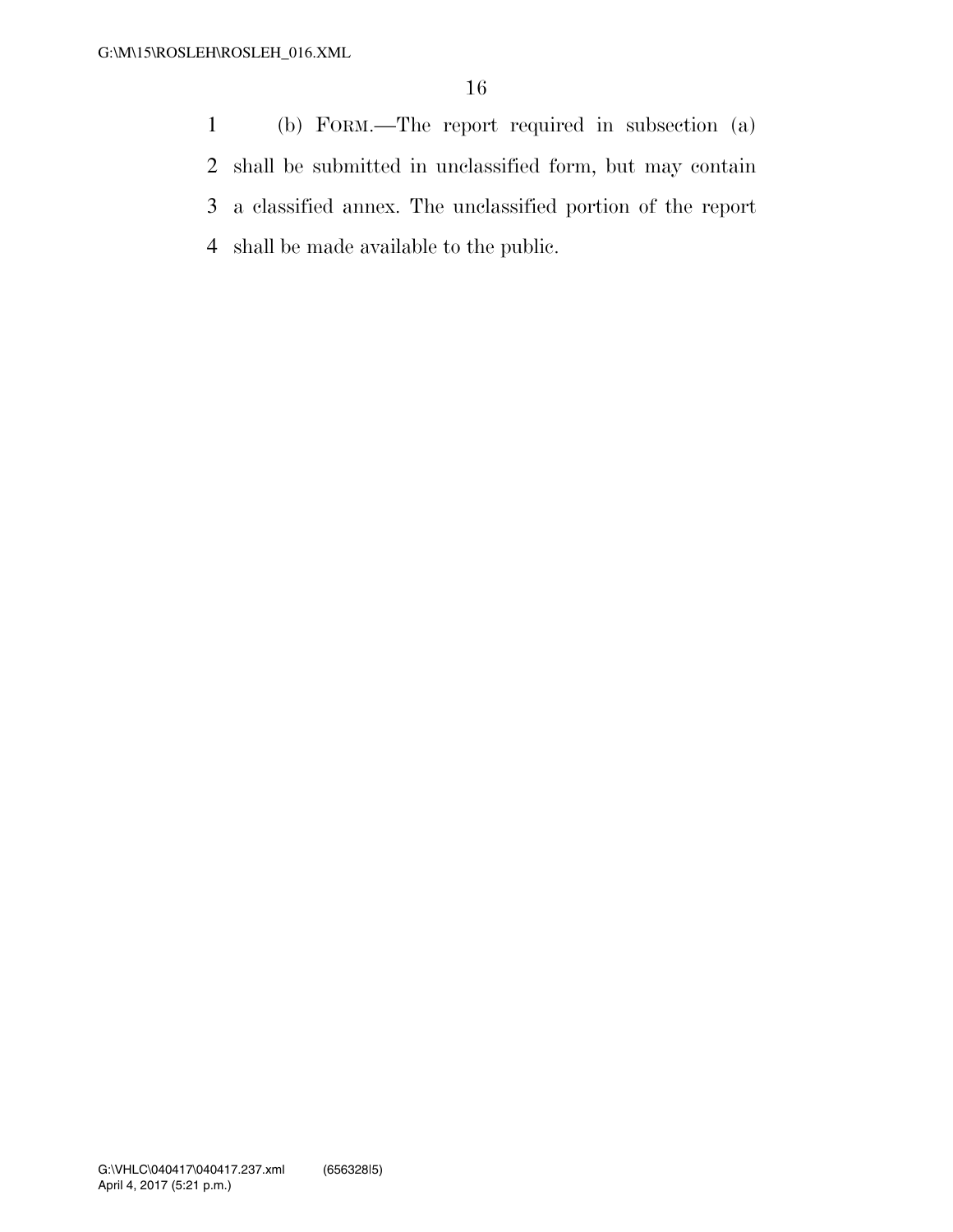(b) FORM.—The report required in subsection (a) shall be submitted in unclassified form, but may contain a classified annex. The unclassified portion of the report shall be made available to the public.